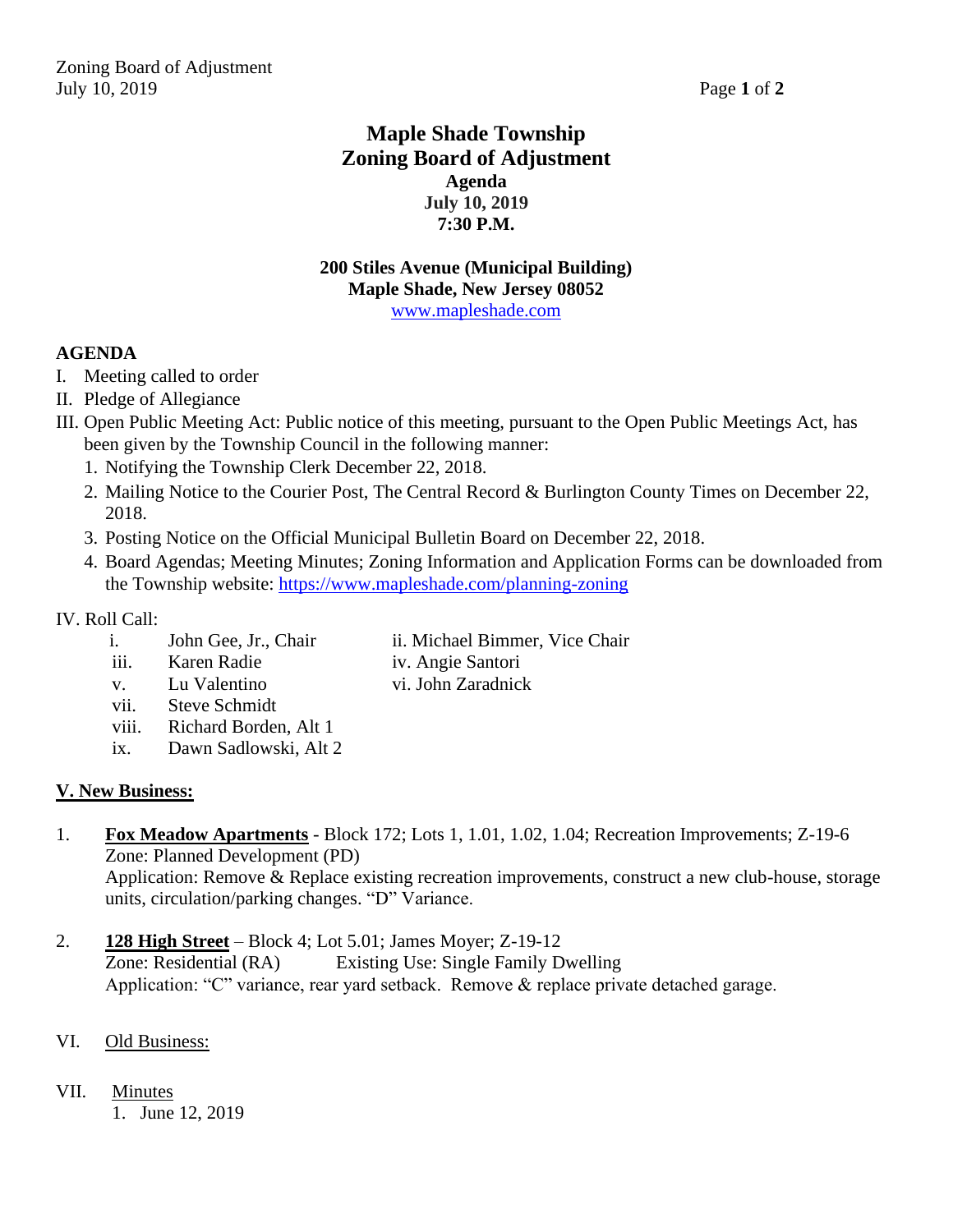# Maple Shade Township
# Zoning Board of Adjustment

**Agenda**
**July 10, 2019**
**7:30 P.M.**

**200 Stiles Avenue (Municipal Building)**
**Maple Shade, New Jersey 08052**
www.mapleshade.com

**AGENDA**

I. Meeting called to order

II. Pledge of Allegiance

III. Open Public Meeting Act: Public notice of this meeting, pursuant to the Open Public Meetings Act, has been given by the Township Council in the following manner:

1. Notifying the Township Clerk December 22, 2018.
2. Mailing Notice to the Courier Post, The Central Record & Burlington County Times on December 22, 2018.
3. Posting Notice on the Official Municipal Bulletin Board on December 22, 2018.
4. Board Agendas; Meeting Minutes; Zoning Information and Application Forms can be downloaded from the Township website: https://www.mapleshade.com/planning-zoning

IV. Roll Call:

- i. John Gee, Jr., Chair
- ii. Michael Bimmer, Vice Chair
- iii. Karen Radie
- iv. Angie Santori
- v. Lu Valentino
- vi. John Zaradnick
- vii. Steve Schmidt
- viii. Richard Borden, Alt 1
- ix. Dawn Sadlowski, Alt 2

**V. New Business:**

1. **Fox Meadow Apartments** - Block 172; Lots 1, 1.01, 1.02, 1.04; Recreation Improvements; Z-19-6
   Zone: Planned Development (PD)
   Application: Remove & Replace existing recreation improvements, construct a new club-house, storage units, circulation/parking changes. "D" Variance.

2. **128 High Street** – Block 4; Lot 5.01; James Moyer; Z-19-12
   Zone: Residential (RA) Existing Use: Single Family Dwelling
   Application: "C" variance, rear yard setback. Remove & replace private detached garage.

VI. Old Business:

VII. Minutes

1. June 12, 2019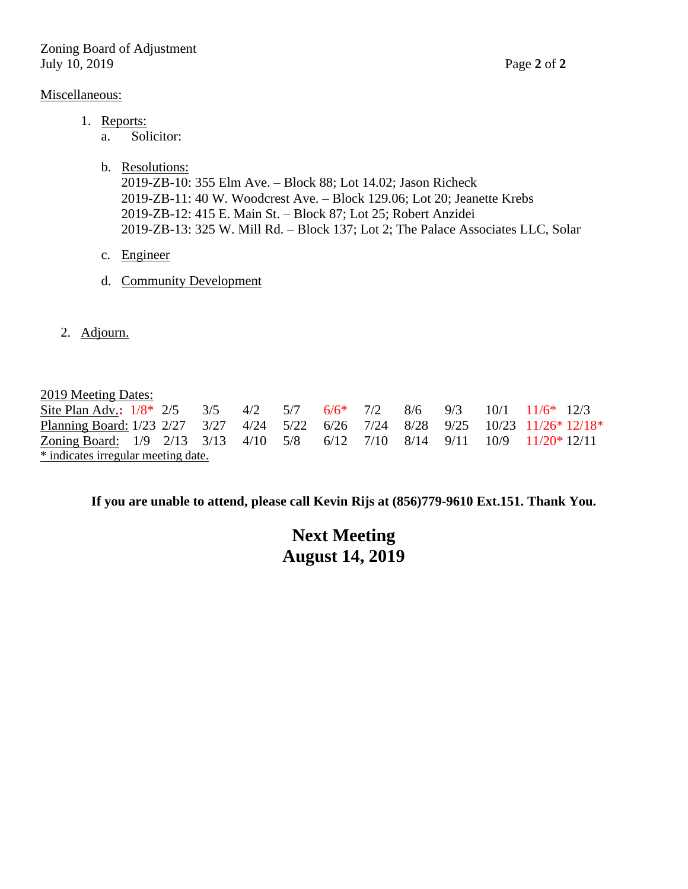Miscellaneous:

1. Reports:
   a. Solicitor:

   b. Resolutions:
      2019-ZB-10: 355 Elm Ave. – Block 88; Lot 14.02; Jason Richeck
      2019-ZB-11: 40 W. Woodcrest Ave. – Block 129.06; Lot 20; Jeanette Krebs
      2019-ZB-12: 415 E. Main St. – Block 87; Lot 25; Robert Anzidei
      2019-ZB-13: 325 W. Mill Rd. – Block 137; Lot 2; The Palace Associates LLC, Solar

   c. Engineer

   d. Community Development

2. Adjourn.

2019 Meeting Dates:

| | | | | | | | | | | | | |
|---|---|---|---|---|---|---|---|---|---|---|---|---|
| Site Plan Adv.: | 1/8* | 2/5 | 3/5 | 4/2 | 5/7 | 6/6* | 7/2 | 8/6 | 9/3 | 10/1 | 11/6* | 12/3 |
| Planning Board: | 1/23 | 2/27 | 3/27 | 4/24 | 5/22 | 6/26 | 7/24 | 8/28 | 9/25 | 10/23 | 11/26* | 12/18* |
| Zoning Board: | 1/9 | 2/13 | 3/13 | 4/10 | 5/8 | 6/12 | 7/10 | 8/14 | 9/11 | 10/9 | 11/20* | 12/11 |

* indicates irregular meeting date.

**If you are unable to attend, please call Kevin Rijs at (856)779-9610 Ext.151. Thank You.**

**Next Meeting**
**August 14, 2019**